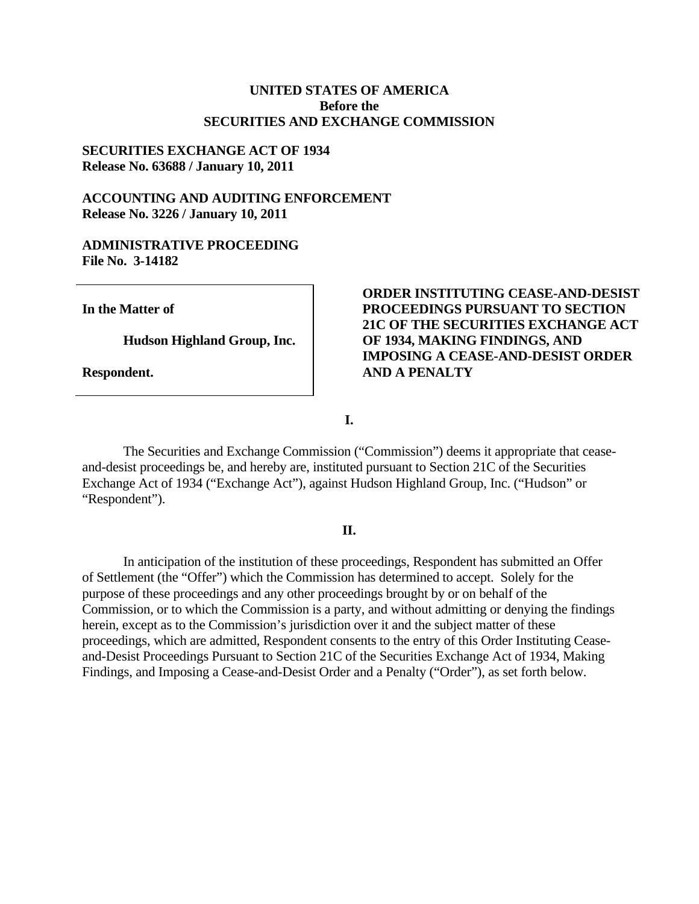**UNITED STATES OF AMERICA**
**Before the**
**SECURITIES AND EXCHANGE COMMISSION**

**SECURITIES EXCHANGE ACT OF 1934**
**Release No. 63688 / January 10, 2011**

**ACCOUNTING AND AUDITING ENFORCEMENT**
**Release No. 3226 / January 10, 2011**

**ADMINISTRATIVE PROCEEDING**
**File No. 3-14182**

| | |
|---|---|
| **In the Matter of**<br><br>**Hudson Highland Group, Inc.**<br><br>**Respondent.** | **ORDER INSTITUTING CEASE-AND-DESIST PROCEEDINGS PURSUANT TO SECTION 21C OF THE SECURITIES EXCHANGE ACT OF 1934, MAKING FINDINGS, AND IMPOSING A CEASE-AND-DESIST ORDER AND A PENALTY** |

## I.

The Securities and Exchange Commission ("Commission") deems it appropriate that cease-and-desist proceedings be, and hereby are, instituted pursuant to Section 21C of the Securities Exchange Act of 1934 ("Exchange Act"), against Hudson Highland Group, Inc. ("Hudson" or "Respondent").

## II.

In anticipation of the institution of these proceedings, Respondent has submitted an Offer of Settlement (the "Offer") which the Commission has determined to accept. Solely for the purpose of these proceedings and any other proceedings brought by or on behalf of the Commission, or to which the Commission is a party, and without admitting or denying the findings herein, except as to the Commission's jurisdiction over it and the subject matter of these proceedings, which are admitted, Respondent consents to the entry of this Order Instituting Cease-and-Desist Proceedings Pursuant to Section 21C of the Securities Exchange Act of 1934, Making Findings, and Imposing a Cease-and-Desist Order and a Penalty ("Order"), as set forth below.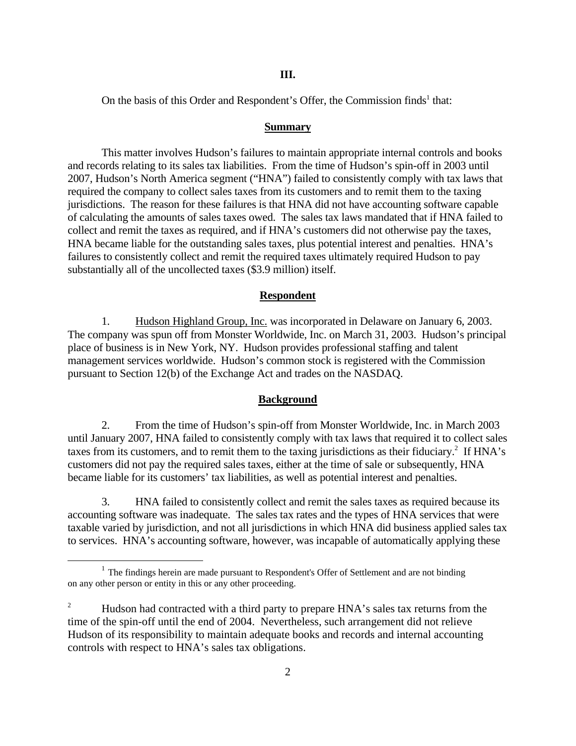## III.

On the basis of this Order and Respondent's Offer, the Commission finds[1] that:

### Summary

This matter involves Hudson's failures to maintain appropriate internal controls and books and records relating to its sales tax liabilities. From the time of Hudson's spin-off in 2003 until 2007, Hudson's North America segment ("HNA") failed to consistently comply with tax laws that required the company to collect sales taxes from its customers and to remit them to the taxing jurisdictions. The reason for these failures is that HNA did not have accounting software capable of calculating the amounts of sales taxes owed. The sales tax laws mandated that if HNA failed to collect and remit the taxes as required, and if HNA's customers did not otherwise pay the taxes, HNA became liable for the outstanding sales taxes, plus potential interest and penalties. HNA's failures to consistently collect and remit the required taxes ultimately required Hudson to pay substantially all of the uncollected taxes ($3.9 million) itself.

### Respondent

1. Hudson Highland Group, Inc. was incorporated in Delaware on January 6, 2003. The company was spun off from Monster Worldwide, Inc. on March 31, 2003. Hudson's principal place of business is in New York, NY. Hudson provides professional staffing and talent management services worldwide. Hudson's common stock is registered with the Commission pursuant to Section 12(b) of the Exchange Act and trades on the NASDAQ.

### Background

2. From the time of Hudson's spin-off from Monster Worldwide, Inc. in March 2003 until January 2007, HNA failed to consistently comply with tax laws that required it to collect sales taxes from its customers, and to remit them to the taxing jurisdictions as their fiduciary.[2] If HNA's customers did not pay the required sales taxes, either at the time of sale or subsequently, HNA became liable for its customers' tax liabilities, as well as potential interest and penalties.

3. HNA failed to consistently collect and remit the sales taxes as required because its accounting software was inadequate. The sales tax rates and the types of HNA services that were taxable varied by jurisdiction, and not all jurisdictions in which HNA did business applied sales tax to services. HNA's accounting software, however, was incapable of automatically applying these

---

[1] The findings herein are made pursuant to Respondent's Offer of Settlement and are not binding on any other person or entity in this or any other proceeding.

[2] Hudson had contracted with a third party to prepare HNA's sales tax returns from the time of the spin-off until the end of 2004. Nevertheless, such arrangement did not relieve Hudson of its responsibility to maintain adequate books and records and internal accounting controls with respect to HNA's sales tax obligations.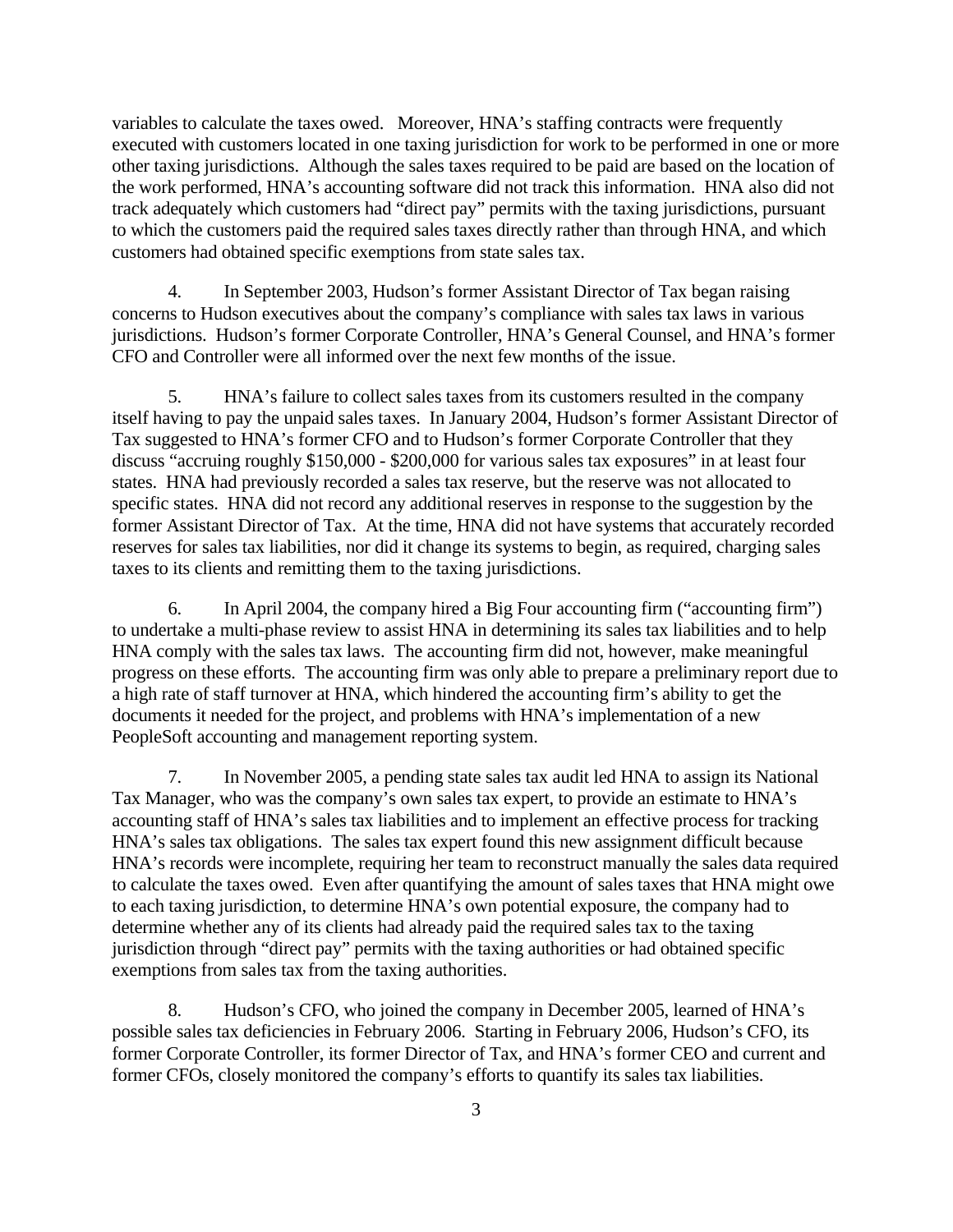variables to calculate the taxes owed. Moreover, HNA's staffing contracts were frequently executed with customers located in one taxing jurisdiction for work to be performed in one or more other taxing jurisdictions. Although the sales taxes required to be paid are based on the location of the work performed, HNA's accounting software did not track this information. HNA also did not track adequately which customers had "direct pay" permits with the taxing jurisdictions, pursuant to which the customers paid the required sales taxes directly rather than through HNA, and which customers had obtained specific exemptions from state sales tax.

4. In September 2003, Hudson's former Assistant Director of Tax began raising concerns to Hudson executives about the company's compliance with sales tax laws in various jurisdictions. Hudson's former Corporate Controller, HNA's General Counsel, and HNA's former CFO and Controller were all informed over the next few months of the issue.

5. HNA's failure to collect sales taxes from its customers resulted in the company itself having to pay the unpaid sales taxes. In January 2004, Hudson's former Assistant Director of Tax suggested to HNA's former CFO and to Hudson's former Corporate Controller that they discuss "accruing roughly $150,000 - $200,000 for various sales tax exposures" in at least four states. HNA had previously recorded a sales tax reserve, but the reserve was not allocated to specific states. HNA did not record any additional reserves in response to the suggestion by the former Assistant Director of Tax. At the time, HNA did not have systems that accurately recorded reserves for sales tax liabilities, nor did it change its systems to begin, as required, charging sales taxes to its clients and remitting them to the taxing jurisdictions.

6. In April 2004, the company hired a Big Four accounting firm ("accounting firm") to undertake a multi-phase review to assist HNA in determining its sales tax liabilities and to help HNA comply with the sales tax laws. The accounting firm did not, however, make meaningful progress on these efforts. The accounting firm was only able to prepare a preliminary report due to a high rate of staff turnover at HNA, which hindered the accounting firm's ability to get the documents it needed for the project, and problems with HNA's implementation of a new PeopleSoft accounting and management reporting system.

7. In November 2005, a pending state sales tax audit led HNA to assign its National Tax Manager, who was the company's own sales tax expert, to provide an estimate to HNA's accounting staff of HNA's sales tax liabilities and to implement an effective process for tracking HNA's sales tax obligations. The sales tax expert found this new assignment difficult because HNA's records were incomplete, requiring her team to reconstruct manually the sales data required to calculate the taxes owed. Even after quantifying the amount of sales taxes that HNA might owe to each taxing jurisdiction, to determine HNA's own potential exposure, the company had to determine whether any of its clients had already paid the required sales tax to the taxing jurisdiction through "direct pay" permits with the taxing authorities or had obtained specific exemptions from sales tax from the taxing authorities.

8. Hudson's CFO, who joined the company in December 2005, learned of HNA's possible sales tax deficiencies in February 2006. Starting in February 2006, Hudson's CFO, its former Corporate Controller, its former Director of Tax, and HNA's former CEO and current and former CFOs, closely monitored the company's efforts to quantify its sales tax liabilities.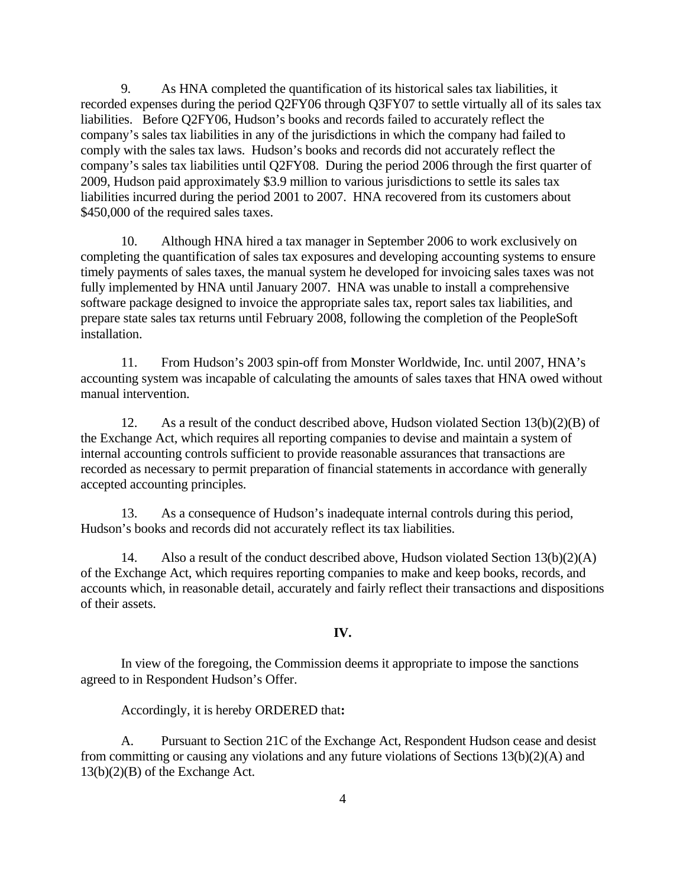9. As HNA completed the quantification of its historical sales tax liabilities, it recorded expenses during the period Q2FY06 through Q3FY07 to settle virtually all of its sales tax liabilities. Before Q2FY06, Hudson's books and records failed to accurately reflect the company's sales tax liabilities in any of the jurisdictions in which the company had failed to comply with the sales tax laws. Hudson's books and records did not accurately reflect the company's sales tax liabilities until Q2FY08. During the period 2006 through the first quarter of 2009, Hudson paid approximately $3.9 million to various jurisdictions to settle its sales tax liabilities incurred during the period 2001 to 2007. HNA recovered from its customers about $450,000 of the required sales taxes.

10. Although HNA hired a tax manager in September 2006 to work exclusively on completing the quantification of sales tax exposures and developing accounting systems to ensure timely payments of sales taxes, the manual system he developed for invoicing sales taxes was not fully implemented by HNA until January 2007. HNA was unable to install a comprehensive software package designed to invoice the appropriate sales tax, report sales tax liabilities, and prepare state sales tax returns until February 2008, following the completion of the PeopleSoft installation.

11. From Hudson's 2003 spin-off from Monster Worldwide, Inc. until 2007, HNA's accounting system was incapable of calculating the amounts of sales taxes that HNA owed without manual intervention.

12. As a result of the conduct described above, Hudson violated Section 13(b)(2)(B) of the Exchange Act, which requires all reporting companies to devise and maintain a system of internal accounting controls sufficient to provide reasonable assurances that transactions are recorded as necessary to permit preparation of financial statements in accordance with generally accepted accounting principles.

13. As a consequence of Hudson's inadequate internal controls during this period, Hudson's books and records did not accurately reflect its tax liabilities.

14. Also a result of the conduct described above, Hudson violated Section 13(b)(2)(A) of the Exchange Act, which requires reporting companies to make and keep books, records, and accounts which, in reasonable detail, accurately and fairly reflect their transactions and dispositions of their assets.

**IV.**

In view of the foregoing, the Commission deems it appropriate to impose the sanctions agreed to in Respondent Hudson's Offer.

Accordingly, it is hereby ORDERED that**:**

A. Pursuant to Section 21C of the Exchange Act, Respondent Hudson cease and desist from committing or causing any violations and any future violations of Sections 13(b)(2)(A) and 13(b)(2)(B) of the Exchange Act.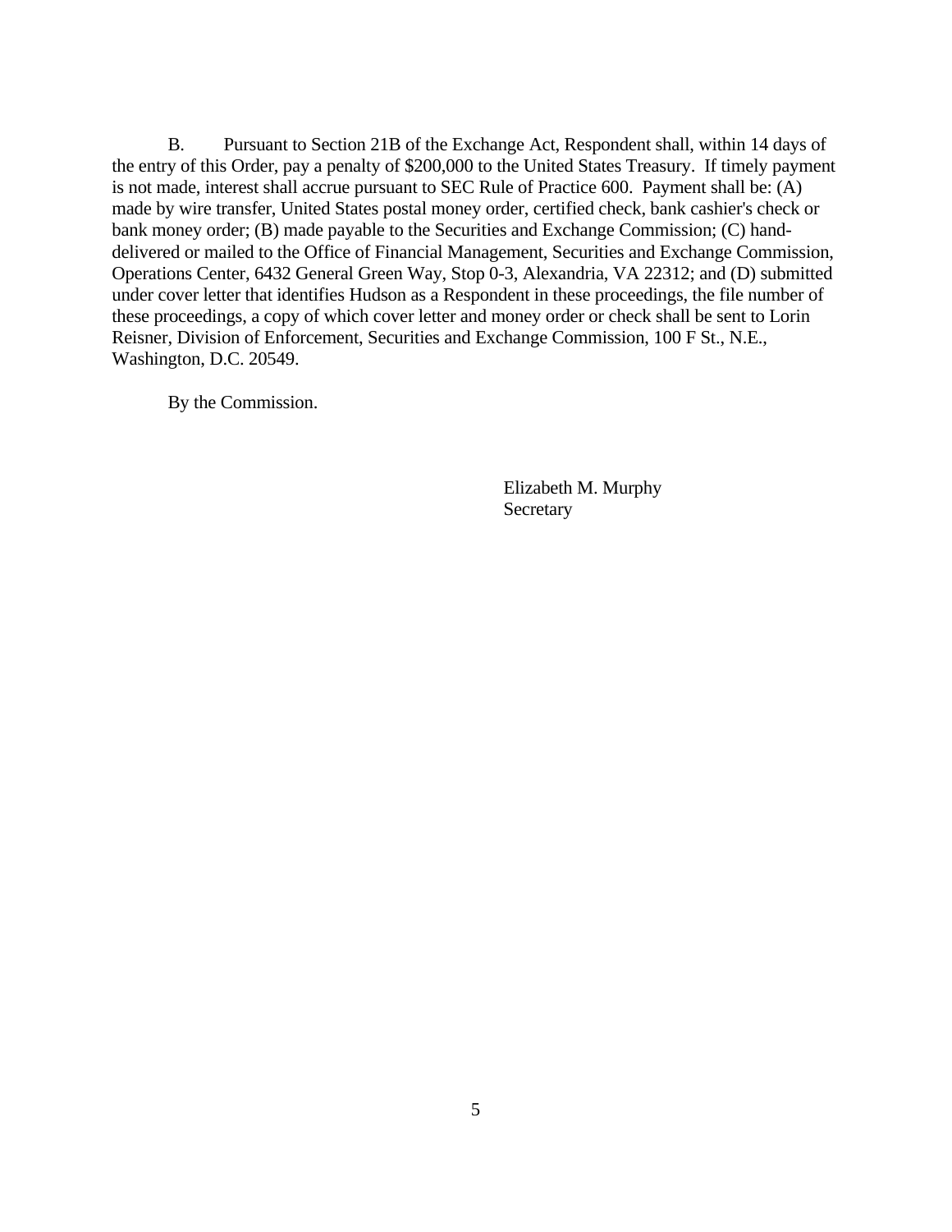B. Pursuant to Section 21B of the Exchange Act, Respondent shall, within 14 days of the entry of this Order, pay a penalty of $200,000 to the United States Treasury. If timely payment is not made, interest shall accrue pursuant to SEC Rule of Practice 600. Payment shall be: (A) made by wire transfer, United States postal money order, certified check, bank cashier's check or bank money order; (B) made payable to the Securities and Exchange Commission; (C) hand-delivered or mailed to the Office of Financial Management, Securities and Exchange Commission, Operations Center, 6432 General Green Way, Stop 0-3, Alexandria, VA 22312; and (D) submitted under cover letter that identifies Hudson as a Respondent in these proceedings, the file number of these proceedings, a copy of which cover letter and money order or check shall be sent to Lorin Reisner, Division of Enforcement, Securities and Exchange Commission, 100 F St., N.E., Washington, D.C. 20549.

By the Commission.

Elizabeth M. Murphy
Secretary